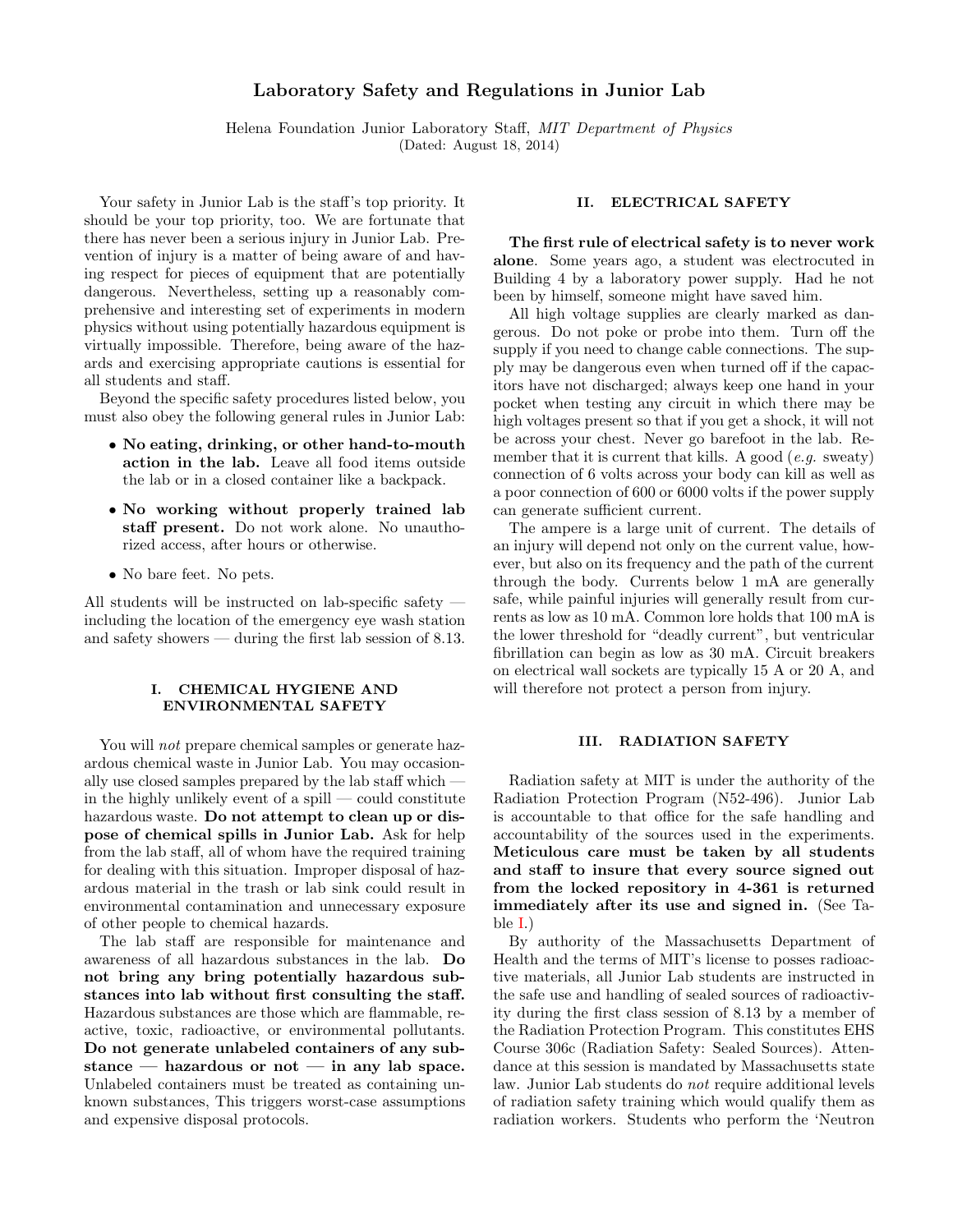# Laboratory Safety and Regulations in Junior Lab

Helena Foundation Junior Laboratory Staff, *MIT Department of Physics*
(Dated: August 18, 2014)

Your safety in Junior Lab is the staff's top priority. It should be your top priority, too. We are fortunate that there has never been a serious injury in Junior Lab. Prevention of injury is a matter of being aware of and having respect for pieces of equipment that are potentially dangerous. Nevertheless, setting up a reasonably comprehensive and interesting set of experiments in modern physics without using potentially hazardous equipment is virtually impossible. Therefore, being aware of the hazards and exercising appropriate cautions is essential for all students and staff.

Beyond the specific safety procedures listed below, you must also obey the following general rules in Junior Lab:

- **No eating, drinking, or other hand-to-mouth action in the lab.** Leave all food items outside the lab or in a closed container like a backpack.
- **No working without properly trained lab staff present.** Do not work alone. No unauthorized access, after hours or otherwise.
- No bare feet. No pets.

All students will be instructed on lab-specific safety — including the location of the emergency eye wash station and safety showers — during the first lab session of 8.13.

## I. CHEMICAL HYGIENE AND ENVIRONMENTAL SAFETY

You will *not* prepare chemical samples or generate hazardous chemical waste in Junior Lab. You may occasionally use closed samples prepared by the lab staff which — in the highly unlikely event of a spill — could constitute hazardous waste. **Do not attempt to clean up or dispose of chemical spills in Junior Lab.** Ask for help from the lab staff, all of whom have the required training for dealing with this situation. Improper disposal of hazardous material in the trash or lab sink could result in environmental contamination and unnecessary exposure of other people to chemical hazards.

The lab staff are responsible for maintenance and awareness of all hazardous substances in the lab. **Do not bring any bring potentially hazardous substances into lab without first consulting the staff.** Hazardous substances are those which are flammable, reactive, toxic, radioactive, or environmental pollutants. **Do not generate unlabeled containers of any substance — hazardous or not — in any lab space.** Unlabeled containers must be treated as containing unknown substances, This triggers worst-case assumptions and expensive disposal protocols.

## II. ELECTRICAL SAFETY

**The first rule of electrical safety is to never work alone**. Some years ago, a student was electrocuted in Building 4 by a laboratory power supply. Had he not been by himself, someone might have saved him.

All high voltage supplies are clearly marked as dangerous. Do not poke or probe into them. Turn off the supply if you need to change cable connections. The supply may be dangerous even when turned off if the capacitors have not discharged; always keep one hand in your pocket when testing any circuit in which there may be high voltages present so that if you get a shock, it will not be across your chest. Never go barefoot in the lab. Remember that it is current that kills. A good (*e.g.* sweaty) connection of 6 volts across your body can kill as well as a poor connection of 600 or 6000 volts if the power supply can generate sufficient current.

The ampere is a large unit of current. The details of an injury will depend not only on the current value, however, but also on its frequency and the path of the current through the body. Currents below 1 mA are generally safe, while painful injuries will generally result from currents as low as 10 mA. Common lore holds that 100 mA is the lower threshold for "deadly current", but ventricular fibrillation can begin as low as 30 mA. Circuit breakers on electrical wall sockets are typically 15 A or 20 A, and will therefore not protect a person from injury.

## III. RADIATION SAFETY

Radiation safety at MIT is under the authority of the Radiation Protection Program (N52-496). Junior Lab is accountable to that office for the safe handling and accountability of the sources used in the experiments. **Meticulous care must be taken by all students and staff to insure that every source signed out from the locked repository in 4-361 is returned immediately after its use and signed in.** (See Table I.)

By authority of the Massachusetts Department of Health and the terms of MIT's license to posses radioactive materials, all Junior Lab students are instructed in the safe use and handling of sealed sources of radioactivity during the first class session of 8.13 by a member of the Radiation Protection Program. This constitutes EHS Course 306c (Radiation Safety: Sealed Sources). Attendance at this session is mandated by Massachusetts state law. Junior Lab students do *not* require additional levels of radiation safety training which would qualify them as radiation workers. Students who perform the 'Neutron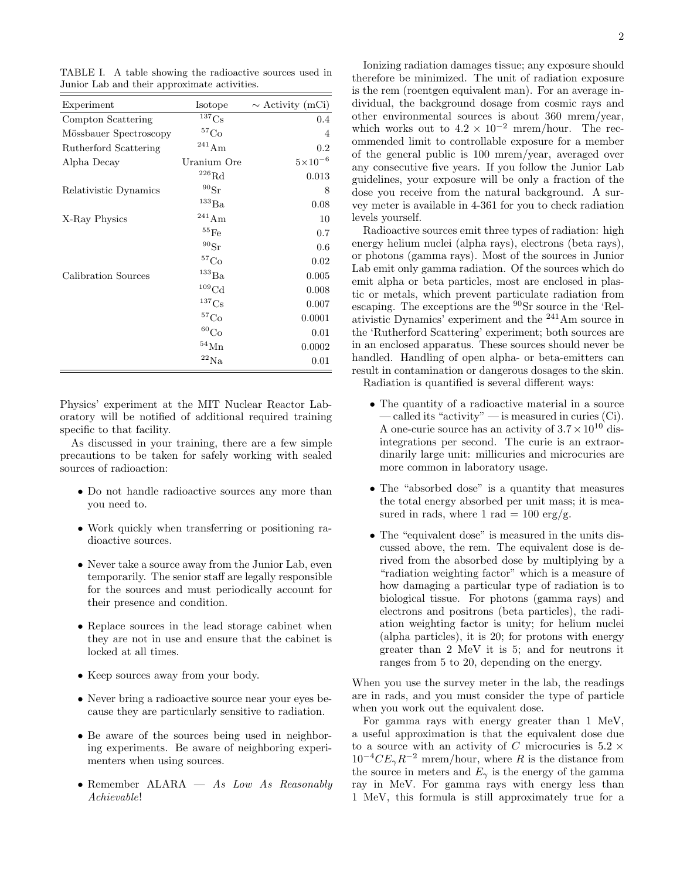TABLE I. A table showing the radioactive sources used in Junior Lab and their approximate activities.

| Experiment | Isotope | ~ Activity (mCi) |
|---|---|---|
| Compton Scattering | $^{137}$Cs | 0.4 |
| Mössbauer Spectroscopy | $^{57}$Co | 4 |
| Rutherford Scattering | $^{241}$Am | 0.2 |
| Alpha Decay | Uranium Ore | $5\times10^{-6}$ |
| | $^{226}$Rd | 0.013 |
| Relativistic Dynamics | $^{90}$Sr | 8 |
| | $^{133}$Ba | 0.08 |
| X-Ray Physics | $^{241}$Am | 10 |
| | $^{55}$Fe | 0.7 |
| | $^{90}$Sr | 0.6 |
| | $^{57}$Co | 0.02 |
| Calibration Sources | $^{133}$Ba | 0.005 |
| | $^{109}$Cd | 0.008 |
| | $^{137}$Cs | 0.007 |
| | $^{57}$Co | 0.0001 |
| | $^{60}$Co | 0.01 |
| | $^{54}$Mn | 0.0002 |
| | $^{22}$Na | 0.01 |

Physics' experiment at the MIT Nuclear Reactor Laboratory will be notified of additional required training specific to that facility.

As discussed in your training, there are a few simple precautions to be taken for safely working with sealed sources of radioaction:

- Do not handle radioactive sources any more than you need to.
- Work quickly when transferring or positioning radioactive sources.
- Never take a source away from the Junior Lab, even temporarily. The senior staff are legally responsible for the sources and must periodically account for their presence and condition.
- Replace sources in the lead storage cabinet when they are not in use and ensure that the cabinet is locked at all times.
- Keep sources away from your body.
- Never bring a radioactive source near your eyes because they are particularly sensitive to radiation.
- Be aware of the sources being used in neighboring experiments. Be aware of neighboring experimenters when using sources.
- Remember ALARA — *As Low As Reasonably Achievable*!

Ionizing radiation damages tissue; any exposure should therefore be minimized. The unit of radiation exposure is the rem (roentgen equivalent man). For an average individual, the background dosage from cosmic rays and other environmental sources is about 360 mrem/year, which works out to $4.2 \times 10^{-2}$ mrem/hour. The recommended limit to controllable exposure for a member of the general public is 100 mrem/year, averaged over any consecutive five years. If you follow the Junior Lab guidelines, your exposure will be only a fraction of the dose you receive from the natural background. A survey meter is available in 4-361 for you to check radiation levels yourself.

Radioactive sources emit three types of radiation: high energy helium nuclei (alpha rays), electrons (beta rays), or photons (gamma rays). Most of the sources in Junior Lab emit only gamma radiation. Of the sources which do emit alpha or beta particles, most are enclosed in plastic or metals, which prevent particulate radiation from escaping. The exceptions are the $^{90}$Sr source in the 'Relativistic Dynamics' experiment and the $^{241}$Am source in the 'Rutherford Scattering' experiment; both sources are in an enclosed apparatus. These sources should never be handled. Handling of open alpha- or beta-emitters can result in contamination or dangerous dosages to the skin.

Radiation is quantified is several different ways:

- The quantity of a radioactive material in a source — called its "activity" — is measured in curies (Ci). A one-curie source has an activity of $3.7 \times 10^{10}$ disintegrations per second. The curie is an extraordinarily large unit: millicuries and microcuries are more common in laboratory usage.
- The "absorbed dose" is a quantity that measures the total energy absorbed per unit mass; it is measured in rads, where 1 rad = 100 erg/g.
- The "equivalent dose" is measured in the units discussed above, the rem. The equivalent dose is derived from the absorbed dose by multiplying by a "radiation weighting factor" which is a measure of how damaging a particular type of radiation is to biological tissue. For photons (gamma rays) and electrons and positrons (beta particles), the radiation weighting factor is unity; for helium nuclei (alpha particles), it is 20; for protons with energy greater than 2 MeV it is 5; and for neutrons it ranges from 5 to 20, depending on the energy.

When you use the survey meter in the lab, the readings are in rads, and you must consider the type of particle when you work out the equivalent dose.

For gamma rays with energy greater than 1 MeV, a useful approximation is that the equivalent dose due to a source with an activity of $C$ microcuries is $5.2 \times 10^{-4} C E_\gamma R^{-2}$ mrem/hour, where $R$ is the distance from the source in meters and $E_\gamma$ is the energy of the gamma ray in MeV. For gamma rays with energy less than 1 MeV, this formula is still approximately true for a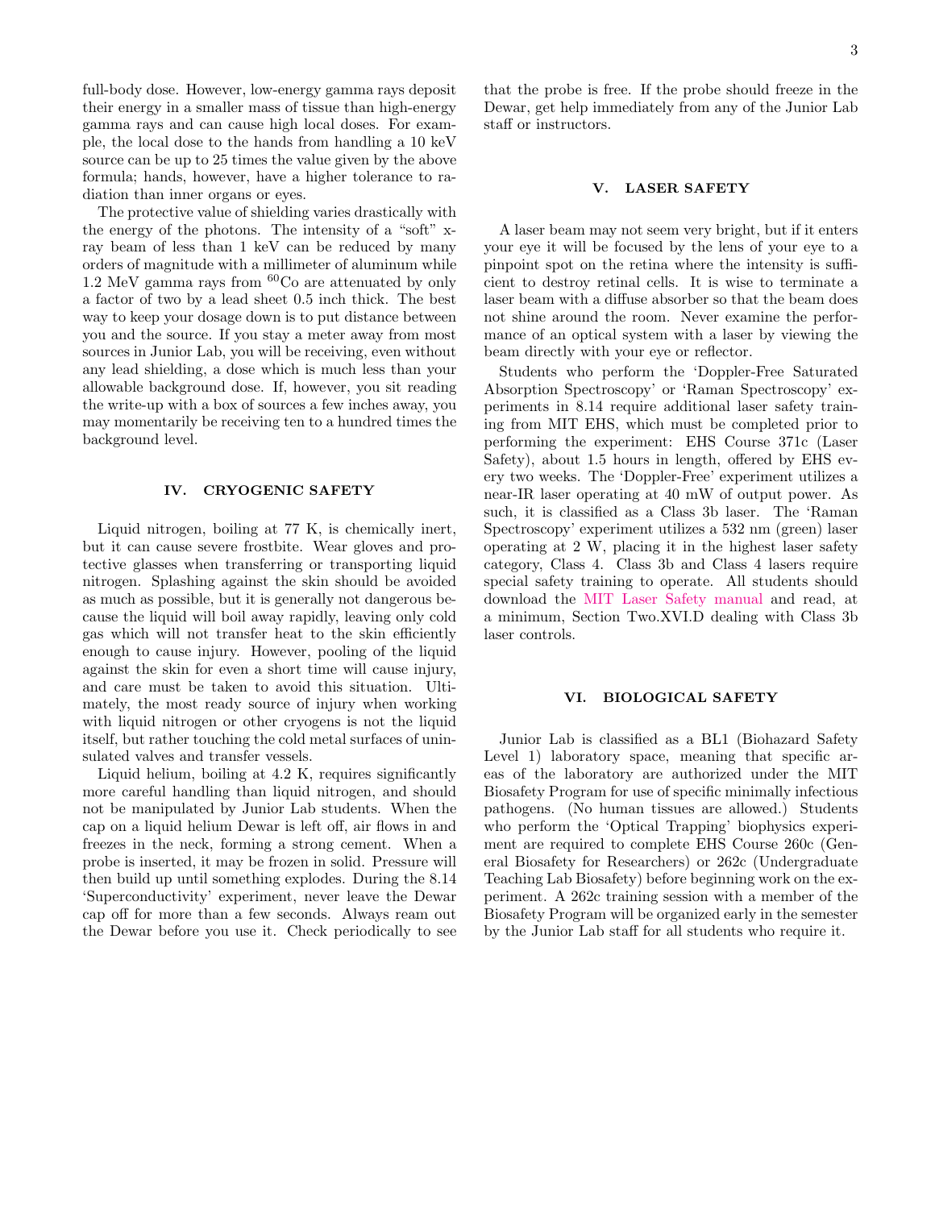full-body dose. However, low-energy gamma rays deposit their energy in a smaller mass of tissue than high-energy gamma rays and can cause high local doses. For example, the local dose to the hands from handling a 10 keV source can be up to 25 times the value given by the above formula; hands, however, have a higher tolerance to radiation than inner organs or eyes.

The protective value of shielding varies drastically with the energy of the photons. The intensity of a "soft" x-ray beam of less than 1 keV can be reduced by many orders of magnitude with a millimeter of aluminum while 1.2 MeV gamma rays from $^{60}$Co are attenuated by only a factor of two by a lead sheet 0.5 inch thick. The best way to keep your dosage down is to put distance between you and the source. If you stay a meter away from most sources in Junior Lab, you will be receiving, even without any lead shielding, a dose which is much less than your allowable background dose. If, however, you sit reading the write-up with a box of sources a few inches away, you may momentarily be receiving ten to a hundred times the background level.

## IV. CRYOGENIC SAFETY

Liquid nitrogen, boiling at 77 K, is chemically inert, but it can cause severe frostbite. Wear gloves and protective glasses when transferring or transporting liquid nitrogen. Splashing against the skin should be avoided as much as possible, but it is generally not dangerous because the liquid will boil away rapidly, leaving only cold gas which will not transfer heat to the skin efficiently enough to cause injury. However, pooling of the liquid against the skin for even a short time will cause injury, and care must be taken to avoid this situation. Ultimately, the most ready source of injury when working with liquid nitrogen or other cryogens is not the liquid itself, but rather touching the cold metal surfaces of uninsulated valves and transfer vessels.

Liquid helium, boiling at 4.2 K, requires significantly more careful handling than liquid nitrogen, and should not be manipulated by Junior Lab students. When the cap on a liquid helium Dewar is left off, air flows in and freezes in the neck, forming a strong cement. When a probe is inserted, it may be frozen in solid. Pressure will then build up until something explodes. During the 8.14 'Superconductivity' experiment, never leave the Dewar cap off for more than a few seconds. Always ream out the Dewar before you use it. Check periodically to see that the probe is free. If the probe should freeze in the Dewar, get help immediately from any of the Junior Lab staff or instructors.

## V. LASER SAFETY

A laser beam may not seem very bright, but if it enters your eye it will be focused by the lens of your eye to a pinpoint spot on the retina where the intensity is sufficient to destroy retinal cells. It is wise to terminate a laser beam with a diffuse absorber so that the beam does not shine around the room. Never examine the performance of an optical system with a laser by viewing the beam directly with your eye or reflector.

Students who perform the 'Doppler-Free Saturated Absorption Spectroscopy' or 'Raman Spectroscopy' experiments in 8.14 require additional laser safety training from MIT EHS, which must be completed prior to performing the experiment: EHS Course 371c (Laser Safety), about 1.5 hours in length, offered by EHS every two weeks. The 'Doppler-Free' experiment utilizes a near-IR laser operating at 40 mW of output power. As such, it is classified as a Class 3b laser. The 'Raman Spectroscopy' experiment utilizes a 532 nm (green) laser operating at 2 W, placing it in the highest laser safety category, Class 4. Class 3b and Class 4 lasers require special safety training to operate. All students should download the MIT Laser Safety manual and read, at a minimum, Section Two.XVI.D dealing with Class 3b laser controls.

## VI. BIOLOGICAL SAFETY

Junior Lab is classified as a BL1 (Biohazard Safety Level 1) laboratory space, meaning that specific areas of the laboratory are authorized under the MIT Biosafety Program for use of specific minimally infectious pathogens. (No human tissues are allowed.) Students who perform the 'Optical Trapping' biophysics experiment are required to complete EHS Course 260c (General Biosafety for Researchers) or 262c (Undergraduate Teaching Lab Biosafety) before beginning work on the experiment. A 262c training session with a member of the Biosafety Program will be organized early in the semester by the Junior Lab staff for all students who require it.